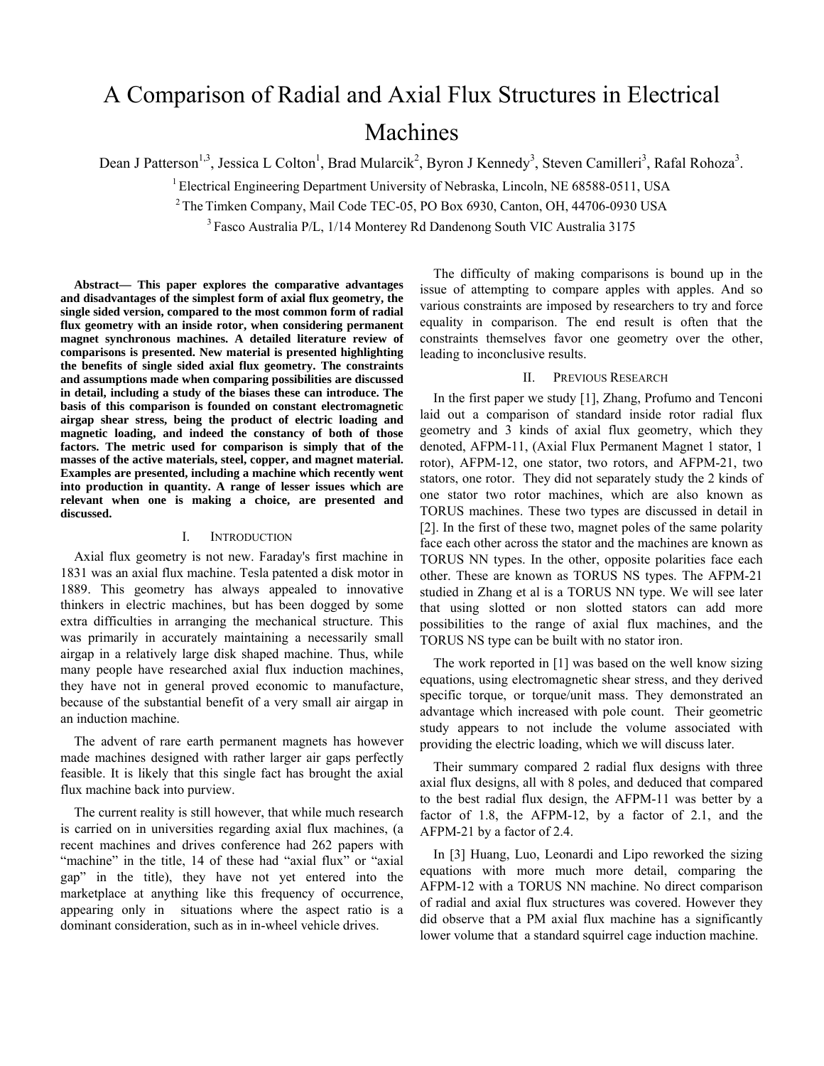# A Comparison of Radial and Axial Flux Structures in Electrical Machines

Dean J Patterson[1,3], Jessica L Colton[1], Brad Mularcik[2], Byron J Kennedy[3], Steven Camilleri[3], Rafal Rohoza[3].

[1] Electrical Engineering Department University of Nebraska, Lincoln, NE 68588-0511, USA

[2] The Timken Company, Mail Code TEC-05, PO Box 6930, Canton, OH, 44706-0930 USA

[3] Fasco Australia P/L, 1/14 Monterey Rd Dandenong South VIC Australia 3175

**Abstract— This paper explores the comparative advantages and disadvantages of the simplest form of axial flux geometry, the single sided version, compared to the most common form of radial flux geometry with an inside rotor, when considering permanent magnet synchronous machines. A detailed literature review of comparisons is presented. New material is presented highlighting the benefits of single sided axial flux geometry. The constraints and assumptions made when comparing possibilities are discussed in detail, including a study of the biases these can introduce. The basis of this comparison is founded on constant electromagnetic airgap shear stress, being the product of electric loading and magnetic loading, and indeed the constancy of both of those factors. The metric used for comparison is simply that of the masses of the active materials, steel, copper, and magnet material. Examples are presented, including a machine which recently went into production in quantity. A range of lesser issues which are relevant when one is making a choice, are presented and discussed.**

## I. Introduction

Axial flux geometry is not new. Faraday's first machine in 1831 was an axial flux machine. Tesla patented a disk motor in 1889. This geometry has always appealed to innovative thinkers in electric machines, but has been dogged by some extra difficulties in arranging the mechanical structure. This was primarily in accurately maintaining a necessarily small airgap in a relatively large disk shaped machine. Thus, while many people have researched axial flux induction machines, they have not in general proved economic to manufacture, because of the substantial benefit of a very small air airgap in an induction machine.

The advent of rare earth permanent magnets has however made machines designed with rather larger air gaps perfectly feasible. It is likely that this single fact has brought the axial flux machine back into purview.

The current reality is still however, that while much research is carried on in universities regarding axial flux machines, (a recent machines and drives conference had 262 papers with "machine" in the title, 14 of these had "axial flux" or "axial gap" in the title), they have not yet entered into the marketplace at anything like this frequency of occurrence, appearing only in situations where the aspect ratio is a dominant consideration, such as in in-wheel vehicle drives.

The difficulty of making comparisons is bound up in the issue of attempting to compare apples with apples. And so various constraints are imposed by researchers to try and force equality in comparison. The end result is often that the constraints themselves favor one geometry over the other, leading to inconclusive results.

## II. Previous Research

In the first paper we study [1], Zhang, Profumo and Tenconi laid out a comparison of standard inside rotor radial flux geometry and 3 kinds of axial flux geometry, which they denoted, AFPM-11, (Axial Flux Permanent Magnet 1 stator, 1 rotor), AFPM-12, one stator, two rotors, and AFPM-21, two stators, one rotor. They did not separately study the 2 kinds of one stator two rotor machines, which are also known as TORUS machines. These two types are discussed in detail in [2]. In the first of these two, magnet poles of the same polarity face each other across the stator and the machines are known as TORUS NN types. In the other, opposite polarities face each other. These are known as TORUS NS types. The AFPM-21 studied in Zhang et al is a TORUS NN type. We will see later that using slotted or non slotted stators can add more possibilities to the range of axial flux machines, and the TORUS NS type can be built with no stator iron.

The work reported in [1] was based on the well know sizing equations, using electromagnetic shear stress, and they derived specific torque, or torque/unit mass. They demonstrated an advantage which increased with pole count. Their geometric study appears to not include the volume associated with providing the electric loading, which we will discuss later.

Their summary compared 2 radial flux designs with three axial flux designs, all with 8 poles, and deduced that compared to the best radial flux design, the AFPM-11 was better by a factor of 1.8, the AFPM-12, by a factor of 2.1, and the AFPM-21 by a factor of 2.4.

In [3] Huang, Luo, Leonardi and Lipo reworked the sizing equations with more much more detail, comparing the AFPM-12 with a TORUS NN machine. No direct comparison of radial and axial flux structures was covered. However they did observe that a PM axial flux machine has a significantly lower volume that a standard squirrel cage induction machine.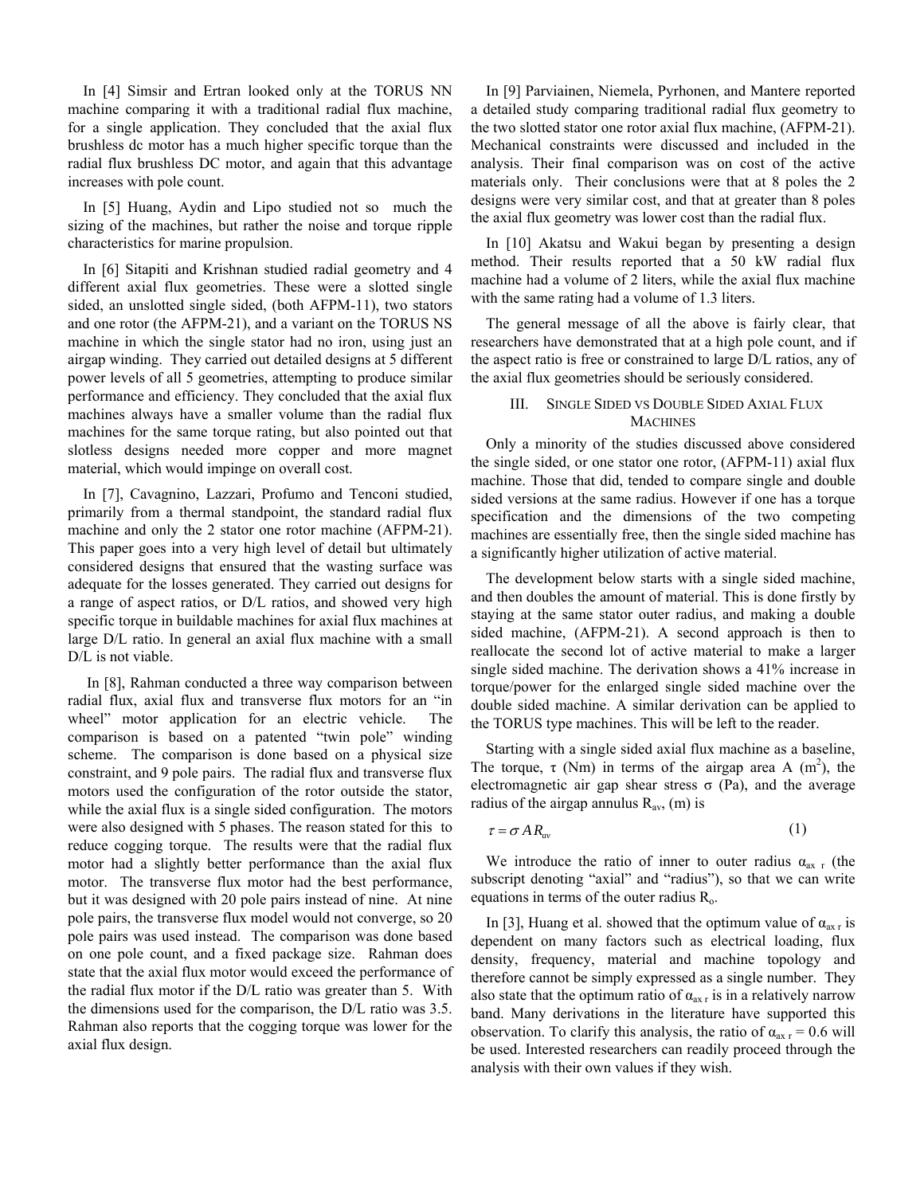In [4] Simsir and Ertran looked only at the TORUS NN machine comparing it with a traditional radial flux machine, for a single application. They concluded that the axial flux brushless dc motor has a much higher specific torque than the radial flux brushless DC motor, and again that this advantage increases with pole count.

In [5] Huang, Aydin and Lipo studied not so much the sizing of the machines, but rather the noise and torque ripple characteristics for marine propulsion.

In [6] Sitapiti and Krishnan studied radial geometry and 4 different axial flux geometries. These were a slotted single sided, an unslotted single sided, (both AFPM-11), two stators and one rotor (the AFPM-21), and a variant on the TORUS NS machine in which the single stator had no iron, using just an airgap winding. They carried out detailed designs at 5 different power levels of all 5 geometries, attempting to produce similar performance and efficiency. They concluded that the axial flux machines always have a smaller volume than the radial flux machines for the same torque rating, but also pointed out that slotless designs needed more copper and more magnet material, which would impinge on overall cost.

In [7], Cavagnino, Lazzari, Profumo and Tenconi studied, primarily from a thermal standpoint, the standard radial flux machine and only the 2 stator one rotor machine (AFPM-21). This paper goes into a very high level of detail but ultimately considered designs that ensured that the wasting surface was adequate for the losses generated. They carried out designs for a range of aspect ratios, or D/L ratios, and showed very high specific torque in buildable machines for axial flux machines at large D/L ratio. In general an axial flux machine with a small D/L is not viable.

In [8], Rahman conducted a three way comparison between radial flux, axial flux and transverse flux motors for an "in wheel" motor application for an electric vehicle. The comparison is based on a patented "twin pole" winding scheme. The comparison is done based on a physical size constraint, and 9 pole pairs. The radial flux and transverse flux motors used the configuration of the rotor outside the stator, while the axial flux is a single sided configuration. The motors were also designed with 5 phases. The reason stated for this to reduce cogging torque. The results were that the radial flux motor had a slightly better performance than the axial flux motor. The transverse flux motor had the best performance, but it was designed with 20 pole pairs instead of nine. At nine pole pairs, the transverse flux model would not converge, so 20 pole pairs was used instead. The comparison was done based on one pole count, and a fixed package size. Rahman does state that the axial flux motor would exceed the performance of the radial flux motor if the D/L ratio was greater than 5. With the dimensions used for the comparison, the D/L ratio was 3.5. Rahman also reports that the cogging torque was lower for the axial flux design.

In [9] Parviainen, Niemela, Pyrhonen, and Mantere reported a detailed study comparing traditional radial flux geometry to the two slotted stator one rotor axial flux machine, (AFPM-21). Mechanical constraints were discussed and included in the analysis. Their final comparison was on cost of the active materials only. Their conclusions were that at 8 poles the 2 designs were very similar cost, and that at greater than 8 poles the axial flux geometry was lower cost than the radial flux.

In [10] Akatsu and Wakui began by presenting a design method. Their results reported that a 50 kW radial flux machine had a volume of 2 liters, while the axial flux machine with the same rating had a volume of 1.3 liters.

The general message of all the above is fairly clear, that researchers have demonstrated that at a high pole count, and if the aspect ratio is free or constrained to large D/L ratios, any of the axial flux geometries should be seriously considered.

## III. Single Sided vs Double Sided Axial Flux Machines

Only a minority of the studies discussed above considered the single sided, or one stator one rotor, (AFPM-11) axial flux machine. Those that did, tended to compare single and double sided versions at the same radius. However if one has a torque specification and the dimensions of the two competing machines are essentially free, then the single sided machine has a significantly higher utilization of active material.

The development below starts with a single sided machine, and then doubles the amount of material. This is done firstly by staying at the same stator outer radius, and making a double sided machine, (AFPM-21). A second approach is then to reallocate the second lot of active material to make a larger single sided machine. The derivation shows a 41% increase in torque/power for the enlarged single sided machine over the double sided machine. A similar derivation can be applied to the TORUS type machines. This will be left to the reader.

Starting with a single sided axial flux machine as a baseline, The torque, $\tau$ (Nm) in terms of the airgap area A ($m^2$), the electromagnetic air gap shear stress $\sigma$ (Pa), and the average radius of the airgap annulus $R_{av}$, (m) is

$$\tau = \sigma A R_{av} \qquad (1)$$

We introduce the ratio of inner to outer radius $\alpha_{ax\ r}$ (the subscript denoting "axial" and "radius"), so that we can write equations in terms of the outer radius $R_o$.

In [3], Huang et al. showed that the optimum value of $\alpha_{ax\ r}$ is dependent on many factors such as electrical loading, flux density, frequency, material and machine topology and therefore cannot be simply expressed as a single number. They also state that the optimum ratio of $\alpha_{ax\ r}$ is in a relatively narrow band. Many derivations in the literature have supported this observation. To clarify this analysis, the ratio of $\alpha_{ax\ r} = 0.6$ will be used. Interested researchers can readily proceed through the analysis with their own values if they wish.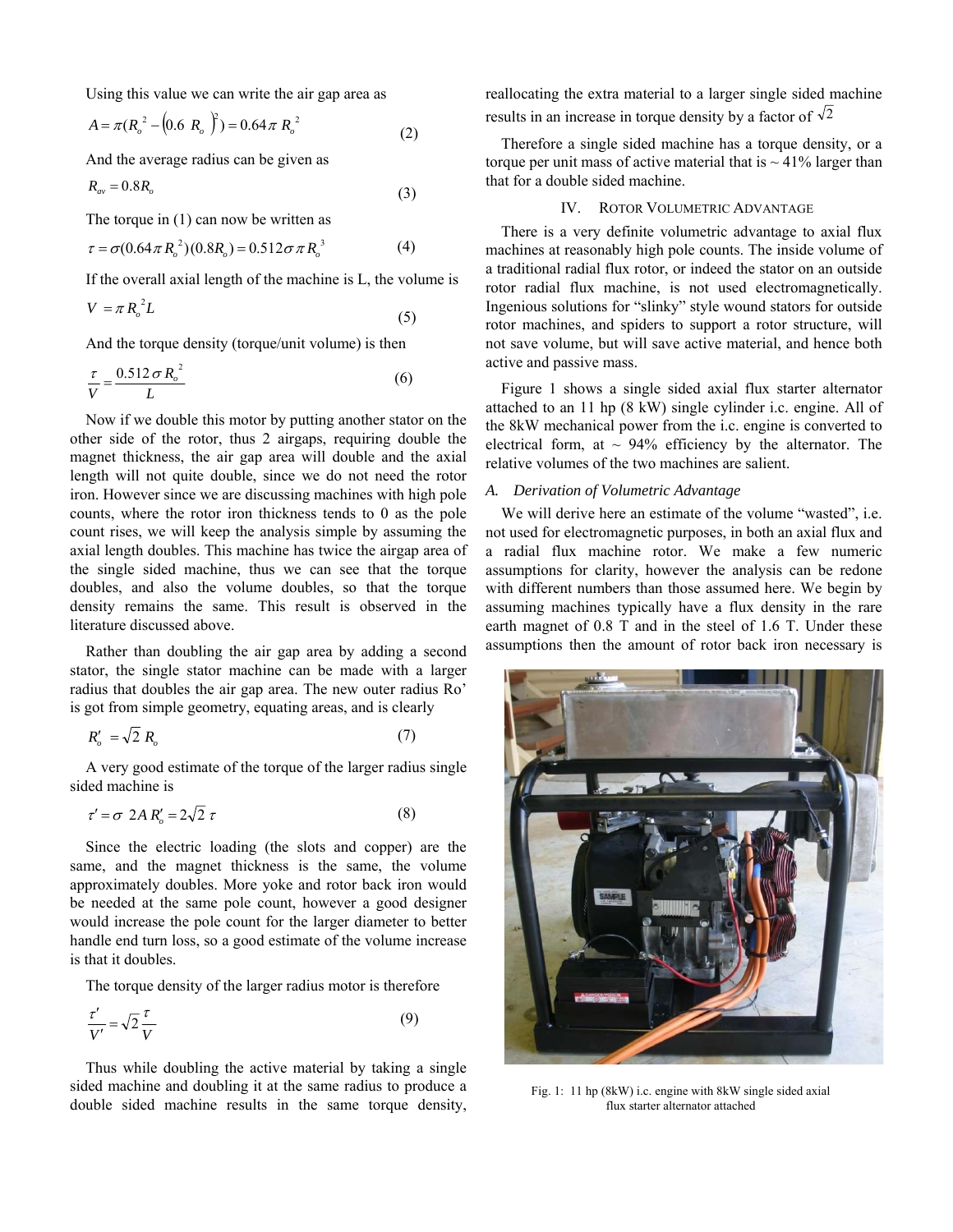Using this value we can write the air gap area as

$$A = \pi(R_o^2 - (0.6\ R_o)^2) = 0.64\pi\ R_o^2 \tag{2}$$

And the average radius can be given as

$$R_{av} = 0.8R_o \tag{3}$$

The torque in (1) can now be written as

$$\tau = \sigma(0.64\pi\ R_o^2)(0.8R_o) = 0.512\sigma\pi\ R_o^3 \tag{4}$$

If the overall axial length of the machine is L, the volume is

$$V = \pi\ R_o^2 L \tag{5}$$

And the torque density (torque/unit volume) is then

$$\frac{\tau}{V} = \frac{0.512\,\sigma\ R_o^2}{L} \tag{6}$$

Now if we double this motor by putting another stator on the other side of the rotor, thus 2 airgaps, requiring double the magnet thickness, the air gap area will double and the axial length will not quite double, since we do not need the rotor iron. However since we are discussing machines with high pole counts, where the rotor iron thickness tends to 0 as the pole count rises, we will keep the analysis simple by assuming the axial length doubles. This machine has twice the airgap area of the single sided machine, thus we can see that the torque doubles, and also the volume doubles, so that the torque density remains the same. This result is observed in the literature discussed above.

Rather than doubling the air gap area by adding a second stator, the single stator machine can be made with a larger radius that doubles the air gap area. The new outer radius Ro' is got from simple geometry, equating areas, and is clearly

$$R_o' = \sqrt{2}\ R_o \tag{7}$$

A very good estimate of the torque of the larger radius single sided machine is

$$\tau' = \sigma\ 2A\,R_o' = 2\sqrt{2}\ \tau \tag{8}$$

Since the electric loading (the slots and copper) are the same, and the magnet thickness is the same, the volume approximately doubles. More yoke and rotor back iron would be needed at the same pole count, however a good designer would increase the pole count for the larger diameter to better handle end turn loss, so a good estimate of the volume increase is that it doubles.

The torque density of the larger radius motor is therefore

$$\frac{\tau'}{V'} = \sqrt{2}\frac{\tau}{V} \tag{9}$$

Thus while doubling the active material by taking a single sided machine and doubling it at the same radius to produce a double sided machine results in the same torque density, reallocating the extra material to a larger single sided machine results in an increase in torque density by a factor of $\sqrt{2}$

Therefore a single sided machine has a torque density, or a torque per unit mass of active material that is ~ 41% larger than that for a double sided machine.

## IV. Rotor Volumetric Advantage

There is a very definite volumetric advantage to axial flux machines at reasonably high pole counts. The inside volume of a traditional radial flux rotor, or indeed the stator on an outside rotor radial flux machine, is not used electromagnetically. Ingenious solutions for "slinky" style wound stators for outside rotor machines, and spiders to support a rotor structure, will not save volume, but will save active material, and hence both active and passive mass.

Figure 1 shows a single sided axial flux starter alternator attached to an 11 hp (8 kW) single cylinder i.c. engine. All of the 8kW mechanical power from the i.c. engine is converted to electrical form, at ~ 94% efficiency by the alternator. The relative volumes of the two machines are salient.

### *A. Derivation of Volumetric Advantage*

We will derive here an estimate of the volume "wasted", i.e. not used for electromagnetic purposes, in both an axial flux and a radial flux machine rotor. We make a few numeric assumptions for clarity, however the analysis can be redone with different numbers than those assumed here. We begin by assuming machines typically have a flux density in the rare earth magnet of 0.8 T and in the steel of 1.6 T. Under these assumptions then the amount of rotor back iron necessary is

Fig. 1: 11 hp (8kW) i.c. engine with 8kW single sided axial flux starter alternator attached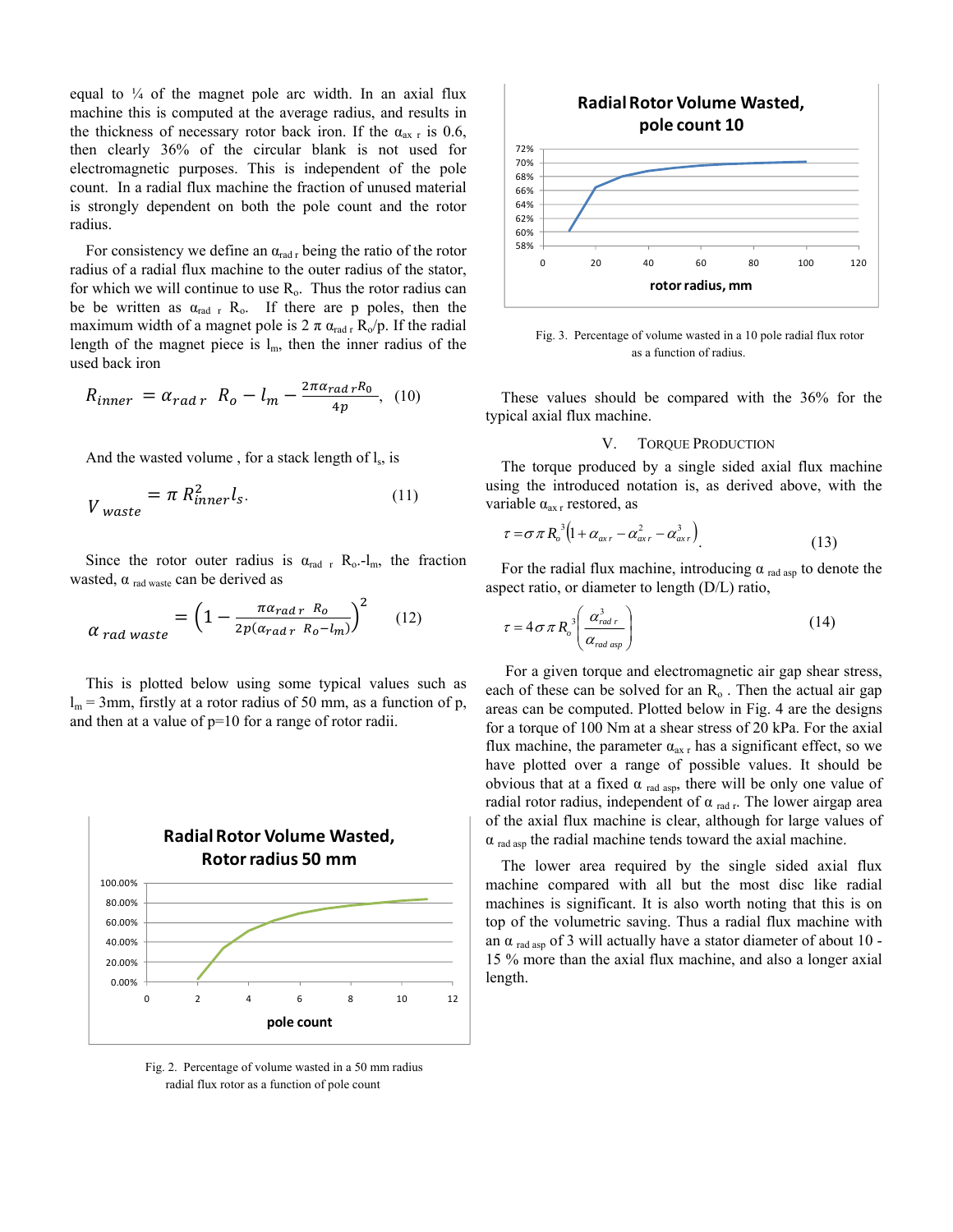equal to ¼ of the magnet pole arc width. In an axial flux machine this is computed at the average radius, and results in the thickness of necessary rotor back iron. If the $\alpha_{ax\ r}$ is 0.6, then clearly 36% of the circular blank is not used for electromagnetic purposes. This is independent of the pole count. In a radial flux machine the fraction of unused material is strongly dependent on both the pole count and the rotor radius.

For consistency we define an $\alpha_{rad\ r}$ being the ratio of the rotor radius of a radial flux machine to the outer radius of the stator, for which we will continue to use $R_o$. Thus the rotor radius can be be written as $\alpha_{rad\ r}\ R_o$. If there are p poles, then the maximum width of a magnet pole is $2\ \pi\ \alpha_{rad\ r}\ R_o/p$. If the radial length of the magnet piece is $l_m$, then the inner radius of the used back iron

$$R_{inner} = \alpha_{rad\ r}\ R_o - l_m - \frac{2\pi\alpha_{rad\ r}R_0}{4p}, \quad (10)$$

And the wasted volume , for a stack length of $l_s$, is

$$V_{waste} = \pi\ R_{inner}^2 l_s. \quad (11)$$

Since the rotor outer radius is $\alpha_{rad\ r}\ R_o$-$l_m$, the fraction wasted, $\alpha_{rad\ waste}$ can be derived as

$$\alpha_{rad\ waste} = \left(1 - \frac{\pi\alpha_{rad\ r}\ R_o}{2p(\alpha_{rad\ r}\ R_o - l_m)}\right)^2 \quad (12)$$

This is plotted below using some typical values such as $l_m$ = 3mm, firstly at a rotor radius of 50 mm, as a function of p, and then at a value of p=10 for a range of rotor radii.

Fig. 2. Percentage of volume wasted in a 50 mm radius radial flux rotor as a function of pole count

Fig. 3. Percentage of volume wasted in a 10 pole radial flux rotor as a function of radius.

These values should be compared with the 36% for the typical axial flux machine.

## V. Torque Production

The torque produced by a single sided axial flux machine using the introduced notation is, as derived above, with the variable $\alpha_{ax\ r}$ restored, as

$$\tau = \sigma\,\pi\,R_o^3\left(1 + \alpha_{ax\ r} - \alpha_{ax\ r}^2 - \alpha_{ax\ r}^3\right). \quad (13)$$

For the radial flux machine, introducing $\alpha_{rad\ asp}$ to denote the aspect ratio, or diameter to length (D/L) ratio,

$$\tau = 4\sigma\,\pi\,R_o^3\left(\frac{\alpha_{rad\ r}^3}{\alpha_{rad\ asp}}\right) \quad (14)$$

For a given torque and electromagnetic air gap shear stress, each of these can be solved for an $R_o$ . Then the actual air gap areas can be computed. Plotted below in Fig. 4 are the designs for a torque of 100 Nm at a shear stress of 20 kPa. For the axial flux machine, the parameter $\alpha_{ax\ r}$ has a significant effect, so we have plotted over a range of possible values. It should be obvious that at a fixed $\alpha_{rad\ asp}$, there will be only one value of radial rotor radius, independent of $\alpha_{rad\ r}$. The lower airgap area of the axial flux machine is clear, although for large values of $\alpha_{rad\ asp}$ the radial machine tends toward the axial machine.

The lower area required by the single sided axial flux machine compared with all but the most disc like radial machines is significant. It is also worth noting that this is on top of the volumetric saving. Thus a radial flux machine with an $\alpha_{rad\ asp}$ of 3 will actually have a stator diameter of about 10 - 15 % more than the axial flux machine, and also a longer axial length.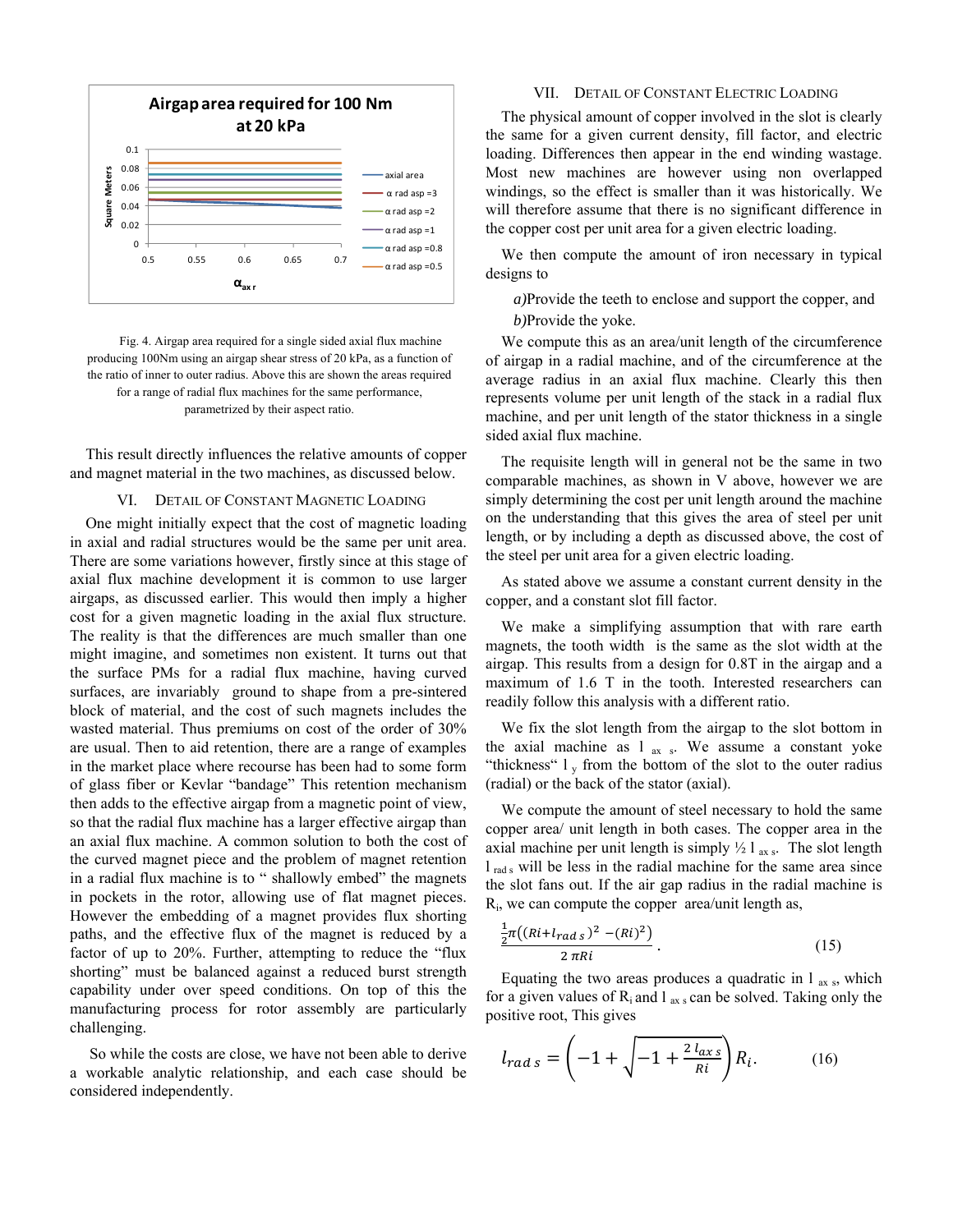Fig. 4. Airgap area required for a single sided axial flux machine producing 100Nm using an airgap shear stress of 20 kPa, as a function of the ratio of inner to outer radius. Above this are shown the areas required for a range of radial flux machines for the same performance, parametrized by their aspect ratio.

This result directly influences the relative amounts of copper and magnet material in the two machines, as discussed below.

## VI. Detail of Constant Magnetic Loading

One might initially expect that the cost of magnetic loading in axial and radial structures would be the same per unit area. There are some variations however, firstly since at this stage of axial flux machine development it is common to use larger airgaps, as discussed earlier. This would then imply a higher cost for a given magnetic loading in the axial flux structure. The reality is that the differences are much smaller than one might imagine, and sometimes non existent. It turns out that the surface PMs for a radial flux machine, having curved surfaces, are invariably ground to shape from a pre-sintered block of material, and the cost of such magnets includes the wasted material. Thus premiums on cost of the order of 30% are usual. Then to aid retention, there are a range of examples in the market place where recourse has been had to some form of glass fiber or Kevlar "bandage" This retention mechanism then adds to the effective airgap from a magnetic point of view, so that the radial flux machine has a larger effective airgap than an axial flux machine. A common solution to both the cost of the curved magnet piece and the problem of magnet retention in a radial flux machine is to " shallowly embed" the magnets in pockets in the rotor, allowing use of flat magnet pieces. However the embedding of a magnet provides flux shorting paths, and the effective flux of the magnet is reduced by a factor of up to 20%. Further, attempting to reduce the "flux shorting" must be balanced against a reduced burst strength capability under over speed conditions. On top of this the manufacturing process for rotor assembly are particularly challenging.

So while the costs are close, we have not been able to derive a workable analytic relationship, and each case should be considered independently.

## VII. Detail of Constant Electric Loading

The physical amount of copper involved in the slot is clearly the same for a given current density, fill factor, and electric loading. Differences then appear in the end winding wastage. Most new machines are however using non overlapped windings, so the effect is smaller than it was historically. We will therefore assume that there is no significant difference in the copper cost per unit area for a given electric loading.

We then compute the amount of iron necessary in typical designs to

*a)* Provide the teeth to enclose and support the copper, and

*b)* Provide the yoke.

We compute this as an area/unit length of the circumference of airgap in a radial machine, and of the circumference at the average radius in an axial flux machine. Clearly this then represents volume per unit length of the stack in a radial flux machine, and per unit length of the stator thickness in a single sided axial flux machine.

The requisite length will in general not be the same in two comparable machines, as shown in V above, however we are simply determining the cost per unit length around the machine on the understanding that this gives the area of steel per unit length, or by including a depth as discussed above, the cost of the steel per unit area for a given electric loading.

As stated above we assume a constant current density in the copper, and a constant slot fill factor.

We make a simplifying assumption that with rare earth magnets, the tooth width is the same as the slot width at the airgap. This results from a design for 0.8T in the airgap and a maximum of 1.6 T in the tooth. Interested researchers can readily follow this analysis with a different ratio.

We fix the slot length from the airgap to the slot bottom in the axial machine as $l_{ax\,s}$. We assume a constant yoke "thickness" $l_y$ from the bottom of the slot to the outer radius (radial) or the back of the stator (axial).

We compute the amount of steel necessary to hold the same copper area/ unit length in both cases. The copper area in the axial machine per unit length is simply ½ $l_{ax\,s}$. The slot length $l_{rad\,s}$ will be less in the radial machine for the same area since the slot fans out. If the air gap radius in the radial machine is $R_i$, we can compute the copper area/unit length as,

$$\frac{\frac{1}{2}\pi\left((Ri+l_{rad\,s})^2-(Ri)^2\right)}{2\,\pi Ri}. \tag{15}$$

Equating the two areas produces a quadratic in $l_{ax\,s}$, which for a given values of $R_i$ and $l_{ax\,s}$ can be solved. Taking only the positive root, This gives

$$l_{rad\,s}=\left(-1+\sqrt{-1+\frac{2\,l_{ax\,s}}{Ri}}\right)R_i. \tag{16}$$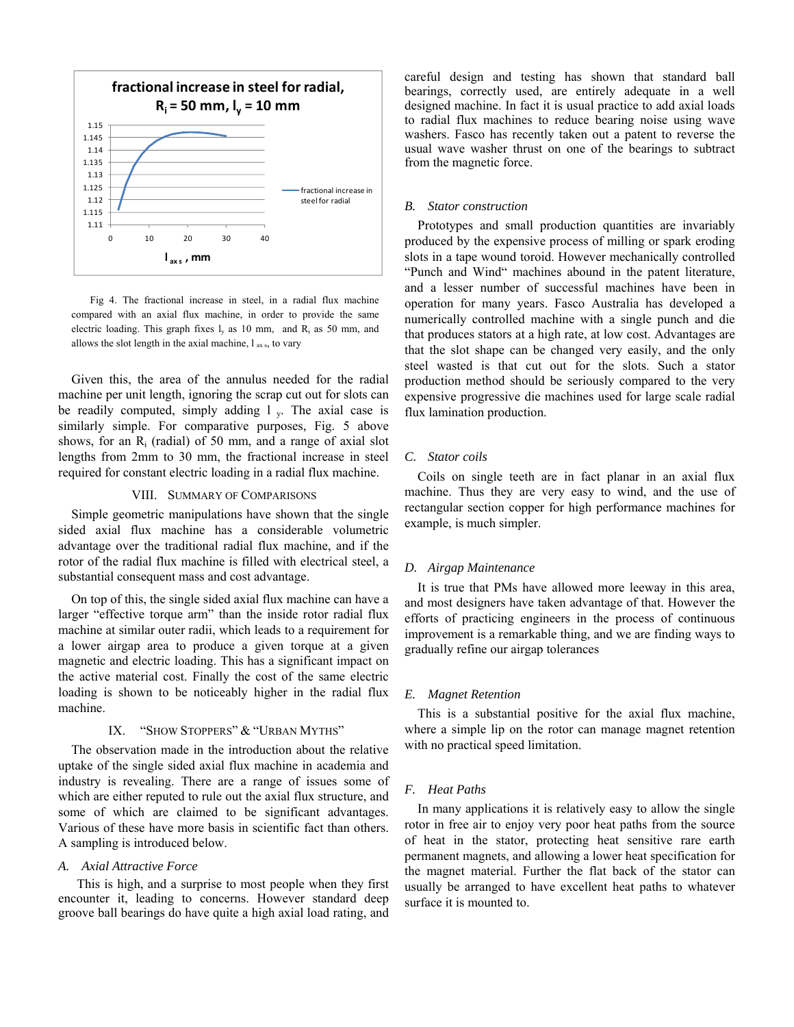fractional increase in steel for radial, $R_i$ = 50 mm, $l_y$ = 10 mm

1.15
1.145
1.14
1.135
1.13
1.125
1.12
1.115
1.11

0
10
20
30
40

$l_{ax\,s}$, mm

fractional increase in steel for radial

Fig 4. The fractional increase in steel, in a radial flux machine compared with an axial flux machine, in order to provide the same electric loading. This graph fixes $l_y$ as 10 mm, and $R_i$ as 50 mm, and allows the slot length in the axial machine, $l_{ax\,s}$, to vary

Given this, the area of the annulus needed for the radial machine per unit length, ignoring the scrap cut out for slots can be readily computed, simply adding $l_y$. The axial case is similarly simple. For comparative purposes, Fig. 5 above shows, for an $R_i$ (radial) of 50 mm, and a range of axial slot lengths from 2mm to 30 mm, the fractional increase in steel required for constant electric loading in a radial flux machine.

## VIII. Summary of Comparisons

Simple geometric manipulations have shown that the single sided axial flux machine has a considerable volumetric advantage over the traditional radial flux machine, and if the rotor of the radial flux machine is filled with electrical steel, a substantial consequent mass and cost advantage.

On top of this, the single sided axial flux machine can have a larger "effective torque arm" than the inside rotor radial flux machine at similar outer radii, which leads to a requirement for a lower airgap area to produce a given torque at a given magnetic and electric loading. This has a significant impact on the active material cost. Finally the cost of the same electric loading is shown to be noticeably higher in the radial flux machine.

## IX. "Show Stoppers" & "Urban Myths"

The observation made in the introduction about the relative uptake of the single sided axial flux machine in academia and industry is revealing. There are a range of issues some of which are either reputed to rule out the axial flux structure, and some of which are claimed to be significant advantages. Various of these have more basis in scientific fact than others. A sampling is introduced below.

### *A. Axial Attractive Force*

This is high, and a surprise to most people when they first encounter it, leading to concerns. However standard deep groove ball bearings do have quite a high axial load rating, and careful design and testing has shown that standard ball bearings, correctly used, are entirely adequate in a well designed machine. In fact it is usual practice to add axial loads to radial flux machines to reduce bearing noise using wave washers. Fasco has recently taken out a patent to reverse the usual wave washer thrust on one of the bearings to subtract from the magnetic force.

### *B. Stator construction*

Prototypes and small production quantities are invariably produced by the expensive process of milling or spark eroding slots in a tape wound toroid. However mechanically controlled "Punch and Wind" machines abound in the patent literature, and a lesser number of successful machines have been in operation for many years. Fasco Australia has developed a numerically controlled machine with a single punch and die that produces stators at a high rate, at low cost. Advantages are that the slot shape can be changed very easily, and the only steel wasted is that cut out for the slots. Such a stator production method should be seriously compared to the very expensive progressive die machines used for large scale radial flux lamination production.

### *C. Stator coils*

Coils on single teeth are in fact planar in an axial flux machine. Thus they are very easy to wind, and the use of rectangular section copper for high performance machines for example, is much simpler.

### *D. Airgap Maintenance*

It is true that PMs have allowed more leeway in this area, and most designers have taken advantage of that. However the efforts of practicing engineers in the process of continuous improvement is a remarkable thing, and we are finding ways to gradually refine our airgap tolerances

### *E. Magnet Retention*

This is a substantial positive for the axial flux machine, where a simple lip on the rotor can manage magnet retention with no practical speed limitation.

### *F. Heat Paths*

In many applications it is relatively easy to allow the single rotor in free air to enjoy very poor heat paths from the source of heat in the stator, protecting heat sensitive rare earth permanent magnets, and allowing a lower heat specification for the magnet material. Further the flat back of the stator can usually be arranged to have excellent heat paths to whatever surface it is mounted to.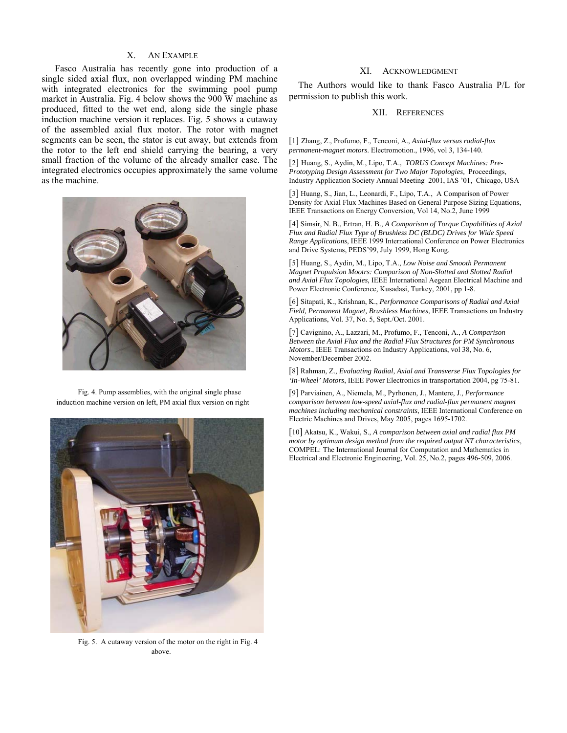## X. An Example

Fasco Australia has recently gone into production of a single sided axial flux, non overlapped winding PM machine with integrated electronics for the swimming pool pump market in Australia. Fig. 4 below shows the 900 W machine as produced, fitted to the wet end, along side the single phase induction machine version it replaces. Fig. 5 shows a cutaway of the assembled axial flux motor. The rotor with magnet segments can be seen, the stator is cut away, but extends from the rotor to the left end shield carrying the bearing, a very small fraction of the volume of the already smaller case. The integrated electronics occupies approximately the same volume as the machine.

Fig. 4. Pump assemblies, with the original single phase induction machine version on left, PM axial flux version on right

Fig. 5. A cutaway version of the motor on the right in Fig. 4 above.

## XI. Acknowledgment

The Authors would like to thank Fasco Australia P/L for permission to publish this work.

## XII. References

[1] Zhang, Z., Profumo, F., Tenconi, A., *Axial-flux versus radial-flux permanent-magnet motors*. Electromotion., 1996, vol 3, 134-140.

[2] Huang, S., Aydin, M., Lipo, T.A., *TORUS Concept Machines: Pre-Prototyping Design Assessment for Two Major Topologies*, Proceedings, Industry Application Society Annual Meeting 2001, IAS '01, Chicago, USA

[3] Huang, S., Jian, L., Leonardi, F., Lipo, T.A., A Comparison of Power Density for Axial Flux Machines Based on General Purpose Sizing Equations, IEEE Transactions on Energy Conversion, Vol 14, No.2, June 1999

[4] Simsir, N. B., Ertran, H. B., *A Comparison of Torque Capabilities of Axial Flux and Radial Flux Type of Brushless DC (BLDC) Drives for Wide Speed Range Applications*, IEEE 1999 International Conference on Power Electronics and Drive Systems, PEDS'99, July 1999, Hong Kong.

[5] Huang, S., Aydin, M., Lipo, T.A., *Low Noise and Smooth Permanent Magnet Propulsion Mootrs: Comparison of Non-Slotted and Slotted Radial and Axial Flux Topologies*, IEEE International Aegean Electrical Machine and Power Electronic Conference, Kusadasi, Turkey, 2001, pp 1-8.

[6] Sitapati, K., Krishnan, K., *Performance Comparisons of Radial and Axial Field, Permanent Magnet, Brushless Machines*, IEEE Transactions on Industry Applications, Vol. 37, No. 5, Sept./Oct. 2001.

[7] Cavignino, A., Lazzari, M., Profumo, F., Tenconi, A., *A Comparison Between the Axial Flux and the Radial Flux Structures for PM Synchronous Motors*., IEEE Transactions on Industry Applications, vol 38, No. 6, November/December 2002.

[8] Rahman, Z., *Evaluating Radial, Axial and Transverse Flux Topologies for 'In-Wheel' Motors*, IEEE Power Electronics in transportation 2004, pg 75-81.

[9] Parviainen, A., Niemela, M., Pyrhonen, J., Mantere, J., *Performance comparison between low-speed axial-flux and radial-flux permanent magnet machines including mechanical constraints*, IEEE International Conference on Electric Machines and Drives, May 2005, pages 1695-1702.

[10] Akatsu, K., Wakui, S., *A comparison between axial and radial flux PM motor by optimum design method from the required output NT characteristics*, COMPEL: The International Journal for Computation and Mathematics in Electrical and Electronic Engineering, Vol. 25, No.2, pages 496-509, 2006.